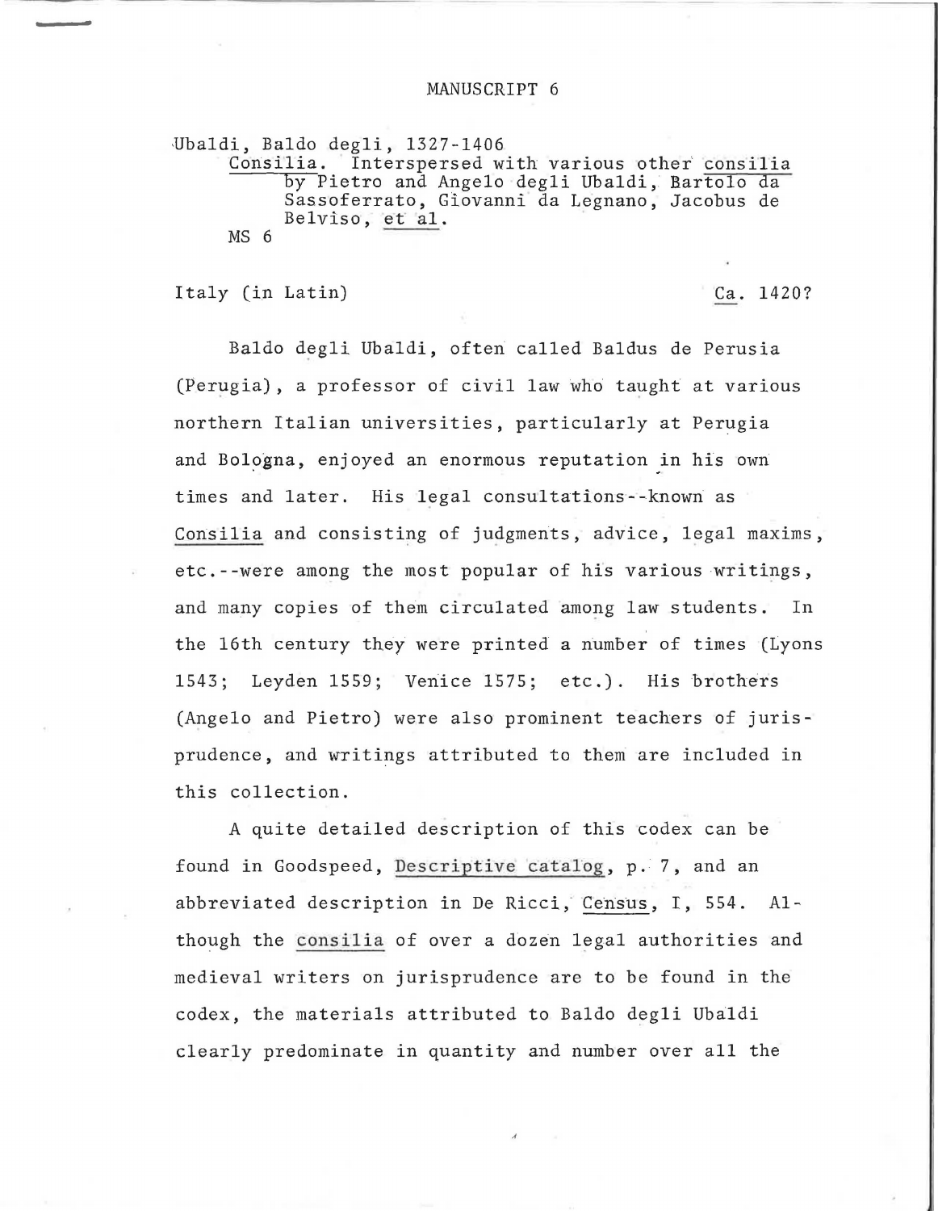# MANUSCRIPT 6

Ubaldi, Baldo degli, 1327-1406
    Consilia. Interspersed with various other consilia by Pietro and Angelo degli Ubaldi, Bartolo da Sassoferrato, Giovanni da Legnano, Jacobus de Belviso, et al.
    MS 6

Italy (in Latin) — Ca. 1420?

Baldo degli Ubaldi, often called Baldus de Perusia (Perugia), a professor of civil law who taught at various northern Italian universities, particularly at Perugia and Bologna, enjoyed an enormous reputation in his own times and later. His legal consultations--known as Consilia and consisting of judgments, advice, legal maxims, etc.--were among the most popular of his various writings, and many copies of them circulated among law students. In the 16th century they were printed a number of times (Lyons 1543; Leyden 1559; Venice 1575; etc.). His brothers (Angelo and Pietro) were also prominent teachers of jurisprudence, and writings attributed to them are included in this collection.

A quite detailed description of this codex can be found in Goodspeed, Descriptive catalog, p. 7, and an abbreviated description in De Ricci, Census, I, 554. Although the consilia of over a dozen legal authorities and medieval writers on jurisprudence are to be found in the codex, the materials attributed to Baldo degli Ubaldi clearly predominate in quantity and number over all the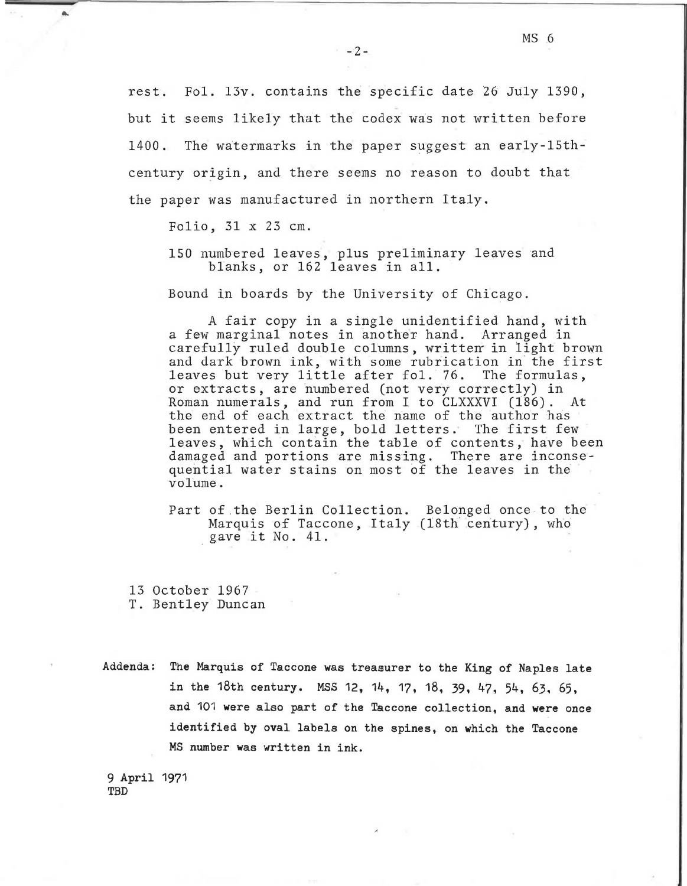rest. Fol. 13v. contains the specific date 26 July 1390, but it seems likely that the codex was not written before 1400. The watermarks in the paper suggest an early-15th-century origin, and there seems no reason to doubt that the paper was manufactured in northern Italy.

Folio, 31 x 23 cm.

150 numbered leaves, plus preliminary leaves and blanks, or 162 leaves in all.

Bound in boards by the University of Chicago.

A fair copy in a single unidentified hand, with a few marginal notes in another hand. Arranged in carefully ruled double columns, written in light brown and dark brown ink, with some rubrication in the first leaves but very little after fol. 76. The formulas, or extracts, are numbered (not very correctly) in Roman numerals, and run from I to CLXXXVI (186). At the end of each extract the name of the author has been entered in large, bold letters. The first few leaves, which contain the table of contents, have been damaged and portions are missing. There are inconsequential water stains on most of the leaves in the volume.

Part of the Berlin Collection. Belonged once to the Marquis of Taccone, Italy (18th century), who gave it No. 41.

13 October 1967
T. Bentley Duncan

**Addenda: The Marquis of Taccone was treasurer to the King of Naples late in the 18th century. MSS 12, 14, 17, 18, 39, 47, 54, 63, 65, and 101 were also part of the Taccone collection, and were once identified by oval labels on the spines, on which the Taccone MS number was written in ink.**

**9 April 1971**
**TBD**